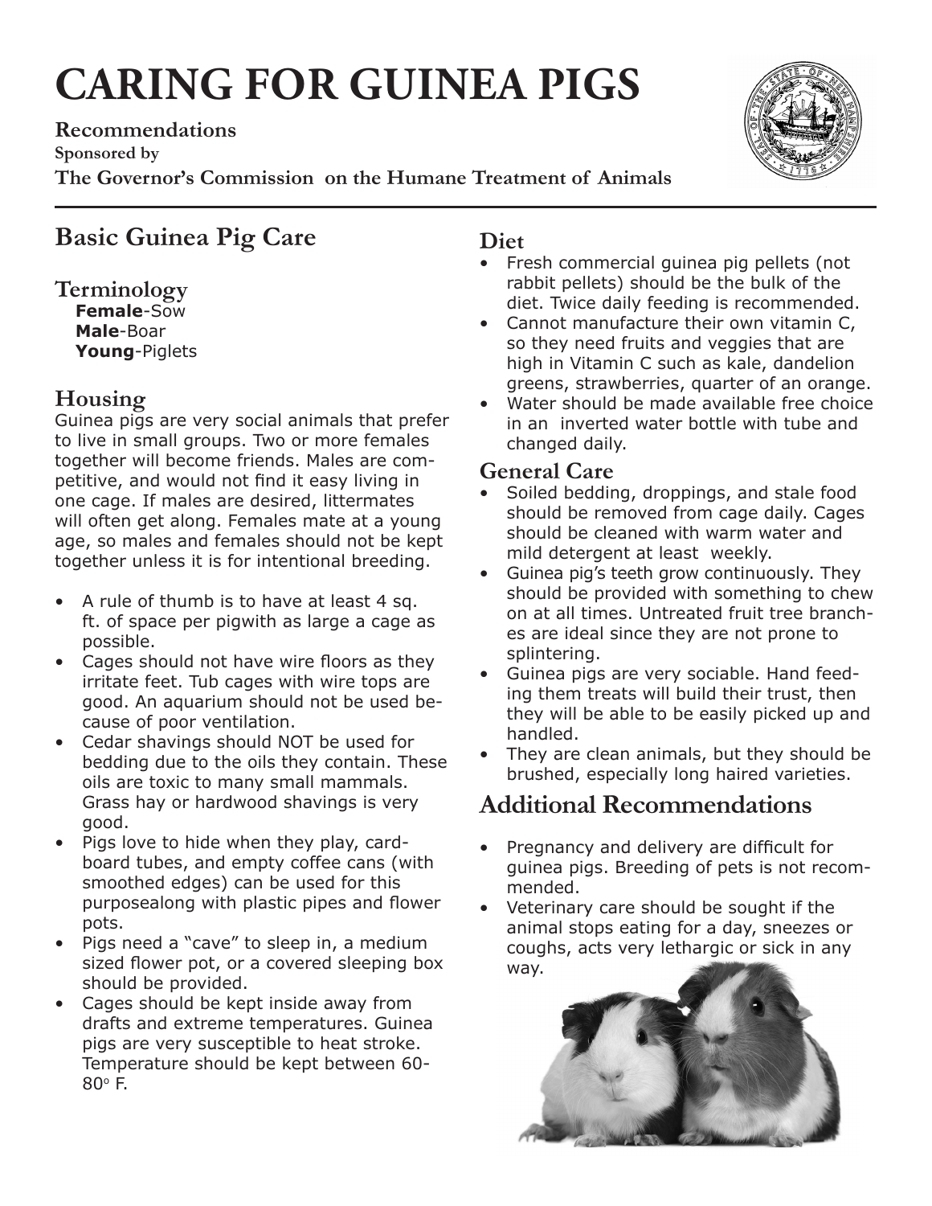# CARING FOR GUINEA PIGS

**Recommendations**
**Sponsored by**
**The Governor's Commission on the Humane Treatment of Animals**

## Basic Guinea Pig Care

### Terminology

**Female**-Sow
**Male**-Boar
**Young**-Piglets

### Housing

Guinea pigs are very social animals that prefer to live in small groups. Two or more females together will become friends. Males are competitive, and would not find it easy living in one cage. If males are desired, littermates will often get along. Females mate at a young age, so males and females should not be kept together unless it is for intentional breeding.

- A rule of thumb is to have at least 4 sq. ft. of space per pigwith as large a cage as possible.
- Cages should not have wire floors as they irritate feet. Tub cages with wire tops are good. An aquarium should not be used because of poor ventilation.
- Cedar shavings should NOT be used for bedding due to the oils they contain. These oils are toxic to many small mammals. Grass hay or hardwood shavings is very good.
- Pigs love to hide when they play, cardboard tubes, and empty coffee cans (with smoothed edges) can be used for this purposealong with plastic pipes and flower pots.
- Pigs need a "cave" to sleep in, a medium sized flower pot, or a covered sleeping box should be provided.
- Cages should be kept inside away from drafts and extreme temperatures. Guinea pigs are very susceptible to heat stroke. Temperature should be kept between 60-80° F.

### Diet

- Fresh commercial guinea pig pellets (not rabbit pellets) should be the bulk of the diet. Twice daily feeding is recommended.
- Cannot manufacture their own vitamin C, so they need fruits and veggies that are high in Vitamin C such as kale, dandelion greens, strawberries, quarter of an orange.
- Water should be made available free choice in an inverted water bottle with tube and changed daily.

### General Care

- Soiled bedding, droppings, and stale food should be removed from cage daily. Cages should be cleaned with warm water and mild detergent at least weekly.
- Guinea pig's teeth grow continuously. They should be provided with something to chew on at all times. Untreated fruit tree branches are ideal since they are not prone to splintering.
- Guinea pigs are very sociable. Hand feeding them treats will build their trust, then they will be able to be easily picked up and handled.
- They are clean animals, but they should be brushed, especially long haired varieties.

## Additional Recommendations

- Pregnancy and delivery are difficult for guinea pigs. Breeding of pets is not recommended.
- Veterinary care should be sought if the animal stops eating for a day, sneezes or coughs, acts very lethargic or sick in any way.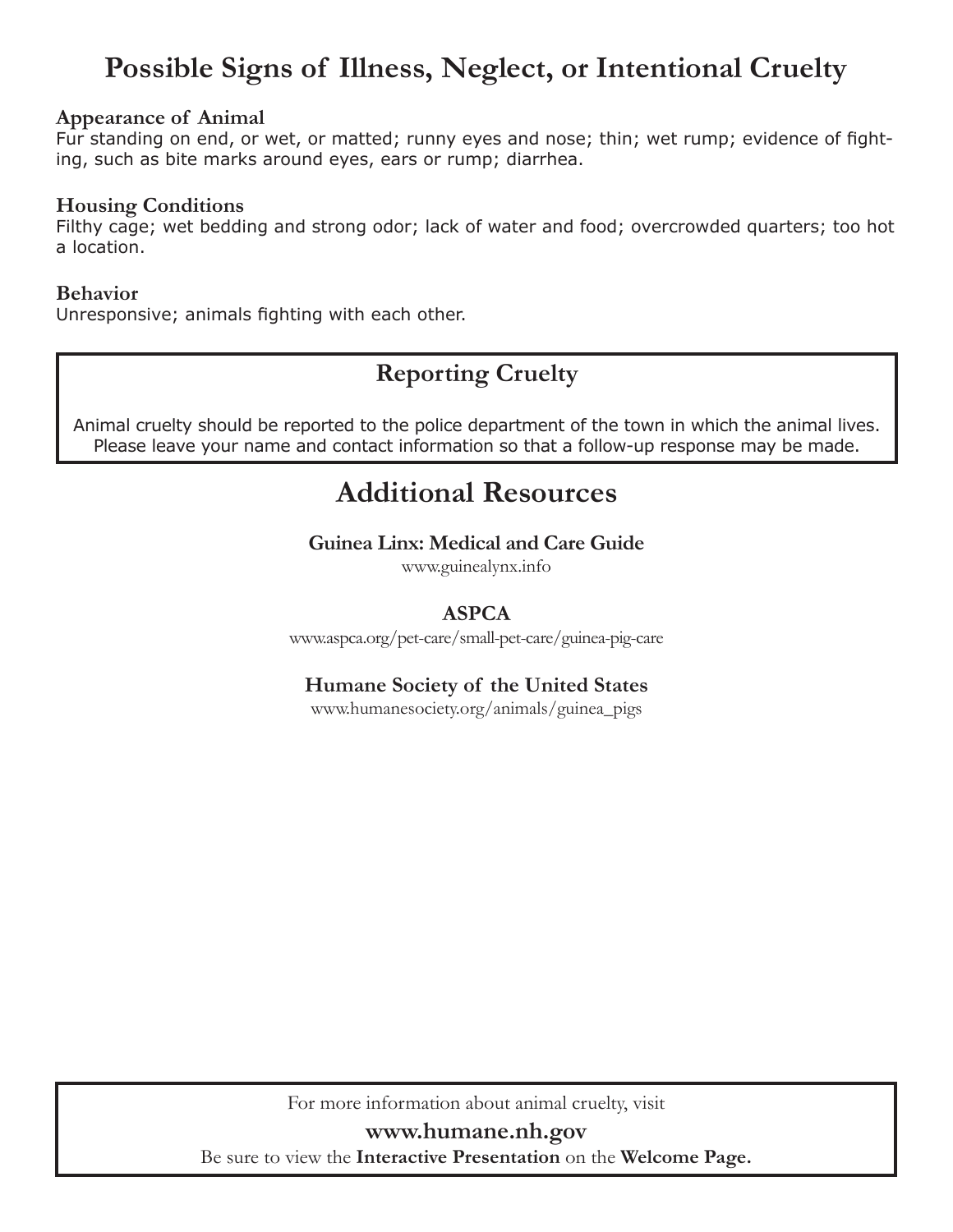# Possible Signs of Illness, Neglect, or Intentional Cruelty

### Appearance of Animal

Fur standing on end, or wet, or matted; runny eyes and nose; thin; wet rump; evidence of fighting, such as bite marks around eyes, ears or rump; diarrhea.

### Housing Conditions

Filthy cage; wet bedding and strong odor; lack of water and food; overcrowded quarters; too hot a location.

### Behavior

Unresponsive; animals fighting with each other.

## Reporting Cruelty

Animal cruelty should be reported to the police department of the town in which the animal lives. Please leave your name and contact information so that a follow-up response may be made.

## Additional Resources

**Guinea Linx: Medical and Care Guide**
www.guinealynx.info

**ASPCA**
www.aspca.org/pet-care/small-pet-care/guinea-pig-care

**Humane Society of the United States**
www.humanesociety.org/animals/guinea_pigs

For more information about animal cruelty, visit

**www.humane.nh.gov**

Be sure to view the **Interactive Presentation** on the **Welcome Page.**